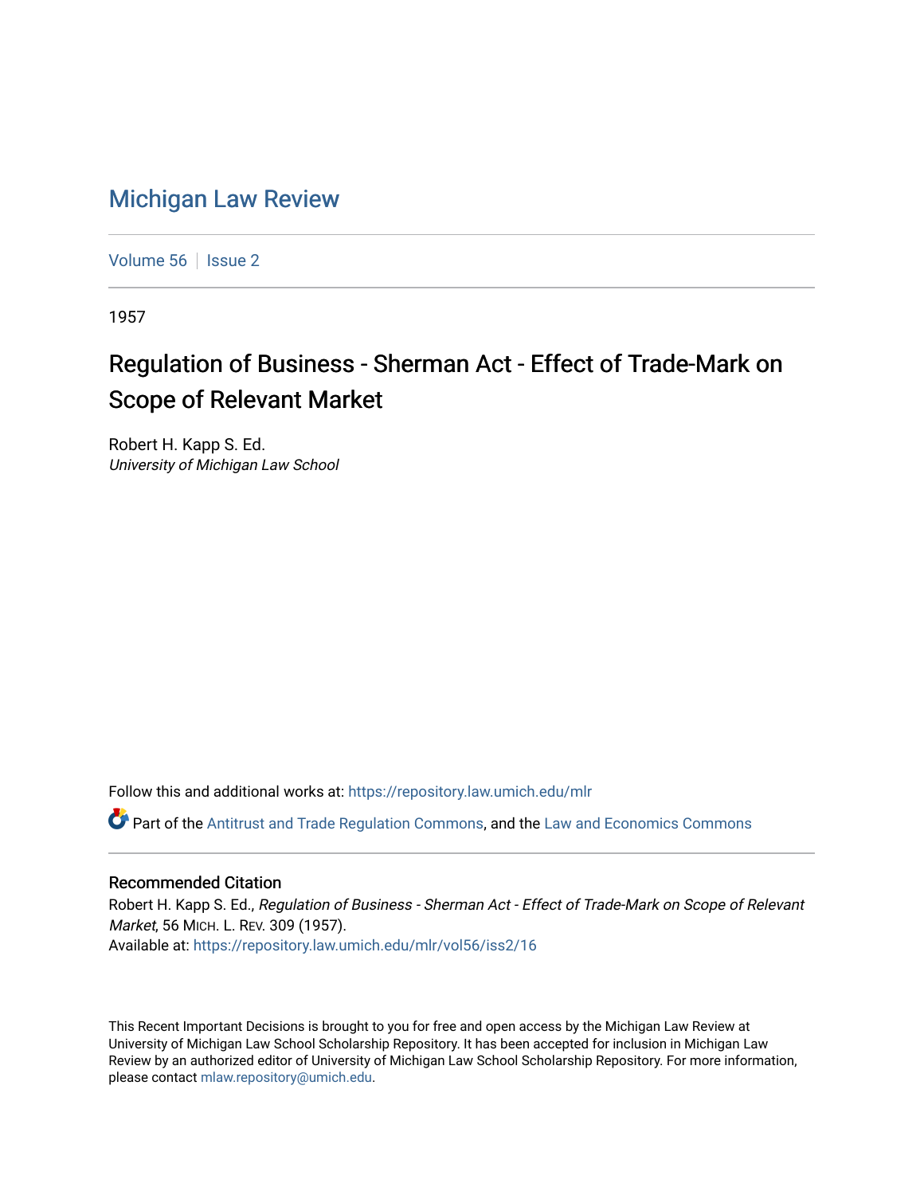# Michigan Law Review

Volume 56 | Issue 2

1957

## Regulation of Business - Sherman Act - Effect of Trade-Mark on Scope of Relevant Market

Robert H. Kapp S. Ed.
*University of Michigan Law School*

Follow this and additional works at: https://repository.law.umich.edu/mlr

Part of the Antitrust and Trade Regulation Commons, and the Law and Economics Commons

### Recommended Citation

Robert H. Kapp S. Ed., *Regulation of Business - Sherman Act - Effect of Trade-Mark on Scope of Relevant Market*, 56 MICH. L. REV. 309 (1957).
Available at: https://repository.law.umich.edu/mlr/vol56/iss2/16

This Recent Important Decisions is brought to you for free and open access by the Michigan Law Review at University of Michigan Law School Scholarship Repository. It has been accepted for inclusion in Michigan Law Review by an authorized editor of University of Michigan Law School Scholarship Repository. For more information, please contact mlaw.repository@umich.edu.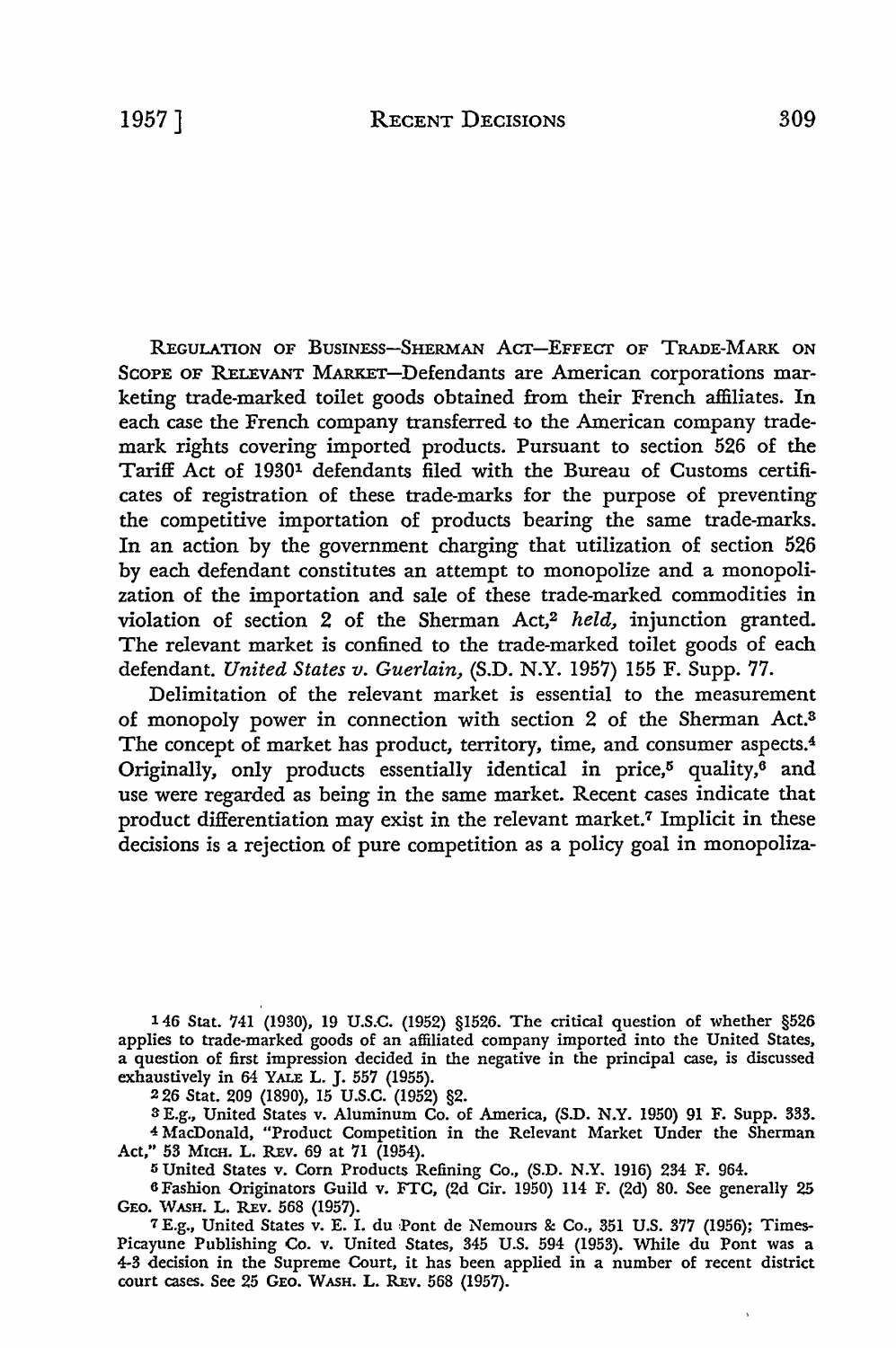REGULATION OF BUSINESS—SHERMAN ACT—EFFECT OF TRADE-MARK ON SCOPE OF RELEVANT MARKET—Defendants are American corporations marketing trade-marked toilet goods obtained from their French affiliates. In each case the French company transferred to the American company trade-mark rights covering imported products. Pursuant to section 526 of the Tariff Act of 1930[1] defendants filed with the Bureau of Customs certificates of registration of these trade-marks for the purpose of preventing the competitive importation of products bearing the same trade-marks. In an action by the government charging that utilization of section 526 by each defendant constitutes an attempt to monopolize and a monopolization of the importation and sale of these trade-marked commodities in violation of section 2 of the Sherman Act,[2] *held,* injunction granted. The relevant market is confined to the trade-marked toilet goods of each defendant. *United States v. Guerlain,* (S.D. N.Y. 1957) 155 F. Supp. 77.

Delimitation of the relevant market is essential to the measurement of monopoly power in connection with section 2 of the Sherman Act.[3] The concept of market has product, territory, time, and consumer aspects.[4] Originally, only products essentially identical in price,[5] quality,[6] and use were regarded as being in the same market. Recent cases indicate that product differentiation may exist in the relevant market.[7] Implicit in these decisions is a rejection of pure competition as a policy goal in monopoliza-

---

[1] 46 Stat. 741 (1930), 19 U.S.C. (1952) §1526. The critical question of whether §526 applies to trade-marked goods of an affiliated company imported into the United States, a question of first impression decided in the negative in the principal case, is discussed exhaustively in 64 YALE L. J. 557 (1955).

[2] 26 Stat. 209 (1890), 15 U.S.C. (1952) §2.

[3] E.g., United States v. Aluminum Co. of America, (S.D. N.Y. 1950) 91 F. Supp. 333.

[4] MacDonald, "Product Competition in the Relevant Market Under the Sherman Act," 53 MICH. L. REV. 69 at 71 (1954).

[5] United States v. Corn Products Refining Co., (S.D. N.Y. 1916) 234 F. 964.

[6] Fashion Originators Guild v. FTC, (2d Cir. 1950) 114 F. (2d) 80. See generally 25 GEO. WASH. L. REV. 568 (1957).

[7] E.g., United States v. E. I. du Pont de Nemours & Co., 351 U.S. 377 (1956); Times-Picayune Publishing Co. v. United States, 345 U.S. 594 (1953). While du Pont was a 4-3 decision in the Supreme Court, it has been applied in a number of recent district court cases. See 25 GEO. WASH. L. REV. 568 (1957).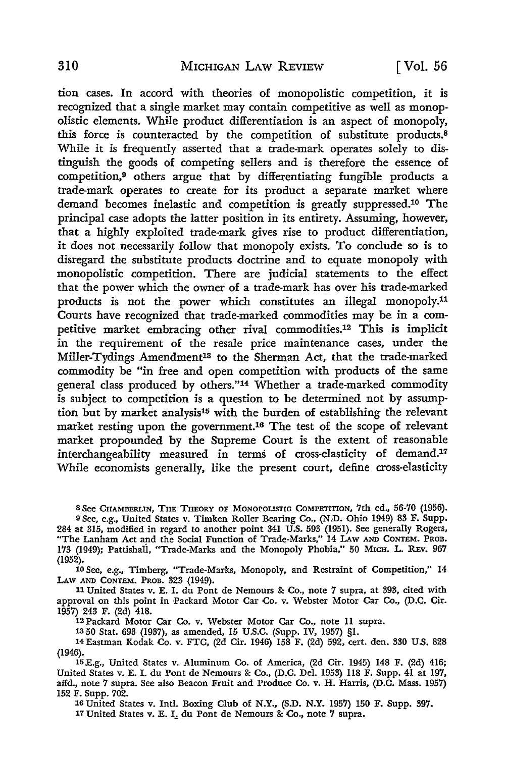tion cases. In accord with theories of monopolistic competition, it is recognized that a single market may contain competitive as well as monopolistic elements. While product differentiation is an aspect of monopoly, this force is counteracted by the competition of substitute products.[8] While it is frequently asserted that a trade-mark operates solely to distinguish the goods of competing sellers and is therefore the essence of competition,[9] others argue that by differentiating fungible products a trade-mark operates to create for its product a separate market where demand becomes inelastic and competition is greatly suppressed.[10] The principal case adopts the latter position in its entirety. Assuming, however, that a highly exploited trade-mark gives rise to product differentiation, it does not necessarily follow that monopoly exists. To conclude so is to disregard the substitute products doctrine and to equate monopoly with monopolistic competition. There are judicial statements to the effect that the power which the owner of a trade-mark has over his trade-marked products is not the power which constitutes an illegal monopoly.[11] Courts have recognized that trade-marked commodities may be in a competitive market embracing other rival commodities.[12] This is implicit in the requirement of the resale price maintenance cases, under the Miller-Tydings Amendment[13] to the Sherman Act, that the trade-marked commodity be "in free and open competition with products of the same general class produced by others."[14] Whether a trade-marked commodity is subject to competition is a question to be determined not by assumption but by market analysis[15] with the burden of establishing the relevant market resting upon the government.[16] The test of the scope of relevant market propounded by the Supreme Court is the extent of reasonable interchangeability measured in terms of cross-elasticity of demand.[17] While economists generally, like the present court, define cross-elasticity

---

[8] See CHAMBERLIN, THE THEORY OF MONOPOLISTIC COMPETITION, 7th ed., 56-70 (1956).

[9] See, e.g., United States v. Timken Roller Bearing Co., (N.D. Ohio 1949) 83 F. Supp. 284 at 315, modified in regard to another point 341 U.S. 593 (1951). See generally Rogers, "The Lanham Act and the Social Function of Trade-Marks," 14 LAW AND CONTEM. PROB. 173 (1949); Pattishall, "Trade-Marks and the Monopoly Phobia," 50 MICH. L. REV. 967 (1952).

[10] See, e.g., Timberg, "Trade-Marks, Monopoly, and Restraint of Competition," 14 LAW AND CONTEM. PROB. 323 (1949).

[11] United States v. E. I. du Pont de Nemours & Co., note 7 supra, at 393, cited with approval on this point in Packard Motor Car Co. v. Webster Motor Car Co., (D.C. Cir. 1957) 243 F. (2d) 418.

[12] Packard Motor Car Co. v. Webster Motor Car Co., note 11 supra.

[13] 50 Stat. 693 (1937), as amended, 15 U.S.C. (Supp. IV, 1957) §1.

[14] Eastman Kodak Co. v. FTC, (2d Cir. 1946) 158 F. (2d) 592, cert. den. 330 U.S. 828 (1946).

[15] E.g., United States v. Aluminum Co. of America, (2d Cir. 1945) 148 F. (2d) 416; United States v. E. I. du Pont de Nemours & Co., (D.C. Del. 1953) 118 F. Supp. 41 at 197, affd., note 7 supra. See also Beacon Fruit and Produce Co. v. H. Harris, (D.C. Mass. 1957) 152 F. Supp. 702.

[16] United States v. Intl. Boxing Club of N.Y., (S.D. N.Y. 1957) 150 F. Supp. 397.

[17] United States v. E. I. du Pont de Nemours & Co., note 7 supra.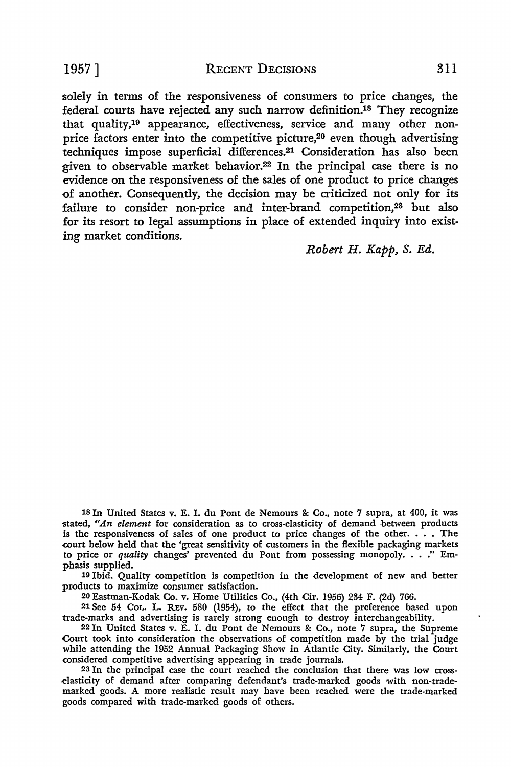solely in terms of the responsiveness of consumers to price changes, the federal courts have rejected any such narrow definition.[18] They recognize that quality,[19] appearance, effectiveness, service and many other non-price factors enter into the competitive picture,[20] even though advertising techniques impose superficial differences.[21] Consideration has also been given to observable market behavior.[22] In the principal case there is no evidence on the responsiveness of the sales of one product to price changes of another. Consequently, the decision may be criticized not only for its failure to consider non-price and inter-brand competition,[23] but also for its resort to legal assumptions in place of extended inquiry into existing market conditions.

*Robert H. Kapp, S. Ed.*

---

[18] In United States v. E. I. du Pont de Nemours & Co., note 7 supra, at 400, it was stated, "*An element* for consideration as to cross-elasticity of demand between products is the responsiveness of sales of one product to price changes of the other. . . . The court below held that the 'great sensitivity of customers in the flexible packaging markets to price or *quality* changes' prevented du Pont from possessing monopoly. . . ." Emphasis supplied.

[19] Ibid. Quality competition is competition in the development of new and better products to maximize consumer satisfaction.

[20] Eastman-Kodak Co. v. Home Utilities Co., (4th Cir. 1956) 234 F. (2d) 766.

[21] See 54 COL. L. REV. 580 (1954), to the effect that the preference based upon trade-marks and advertising is rarely strong enough to destroy interchangeability.

[22] In United States v. E. I. du Pont de Nemours & Co., note 7 supra, the Supreme Court took into consideration the observations of competition made by the trial judge while attending the 1952 Annual Packaging Show in Atlantic City. Similarly, the Court considered competitive advertising appearing in trade journals.

[23] In the principal case the court reached the conclusion that there was low cross-elasticity of demand after comparing defendant's trade-marked goods with non-trade-marked goods. A more realistic result may have been reached were the trade-marked goods compared with trade-marked goods of others.